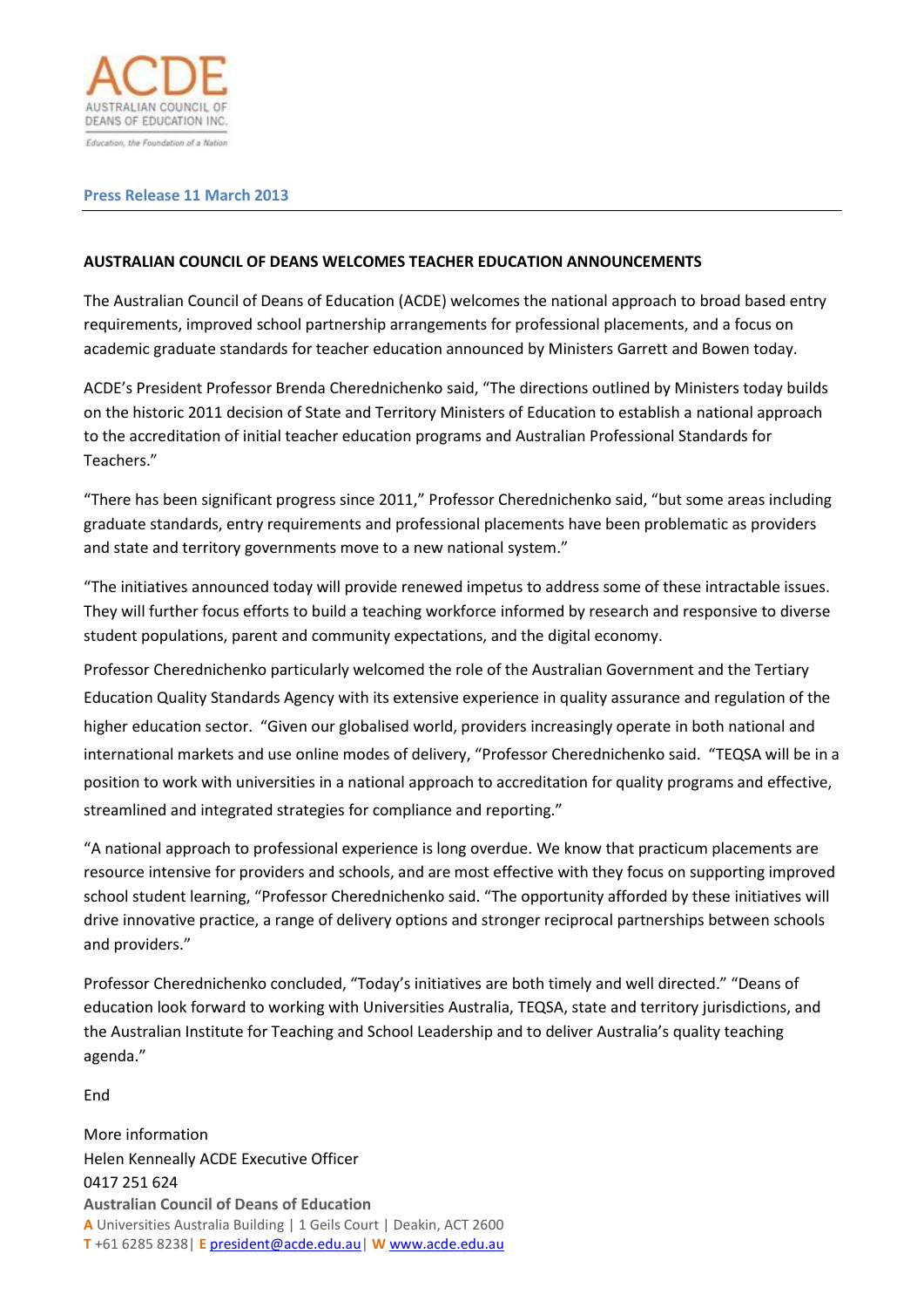ACDE

AUSTRALIAN COUNCIL OF DEANS OF EDUCATION INC.

*Education, the Foundation of a Nation*

**Press Release 11 March 2013**

---

**AUSTRALIAN COUNCIL OF DEANS WELCOMES TEACHER EDUCATION ANNOUNCEMENTS**

The Australian Council of Deans of Education (ACDE) welcomes the national approach to broad based entry requirements, improved school partnership arrangements for professional placements, and a focus on academic graduate standards for teacher education announced by Ministers Garrett and Bowen today.

ACDE's President Professor Brenda Cherednichenko said, "The directions outlined by Ministers today builds on the historic 2011 decision of State and Territory Ministers of Education to establish a national approach to the accreditation of initial teacher education programs and Australian Professional Standards for Teachers."

"There has been significant progress since 2011," Professor Cherednichenko said, "but some areas including graduate standards, entry requirements and professional placements have been problematic as providers and state and territory governments move to a new national system."

"The initiatives announced today will provide renewed impetus to address some of these intractable issues. They will further focus efforts to build a teaching workforce informed by research and responsive to diverse student populations, parent and community expectations, and the digital economy.

Professor Cherednichenko particularly welcomed the role of the Australian Government and the Tertiary Education Quality Standards Agency with its extensive experience in quality assurance and regulation of the higher education sector. "Given our globalised world, providers increasingly operate in both national and international markets and use online modes of delivery, "Professor Cherednichenko said. "TEQSA will be in a position to work with universities in a national approach to accreditation for quality programs and effective, streamlined and integrated strategies for compliance and reporting."

"A national approach to professional experience is long overdue. We know that practicum placements are resource intensive for providers and schools, and are most effective with they focus on supporting improved school student learning, "Professor Cherednichenko said. "The opportunity afforded by these initiatives will drive innovative practice, a range of delivery options and stronger reciprocal partnerships between schools and providers."

Professor Cherednichenko concluded, "Today's initiatives are both timely and well directed." "Deans of education look forward to working with Universities Australia, TEQSA, state and territory jurisdictions, and the Australian Institute for Teaching and School Leadership and to deliver Australia's quality teaching agenda."

End

More information
Helen Kenneally ACDE Executive Officer
0417 251 624

**Australian Council of Deans of Education**
**A** Universities Australia Building | 1 Geils Court | Deakin, ACT 2600
**T** +61 6285 8238| **E** president@acde.edu.au| **W** www.acde.edu.au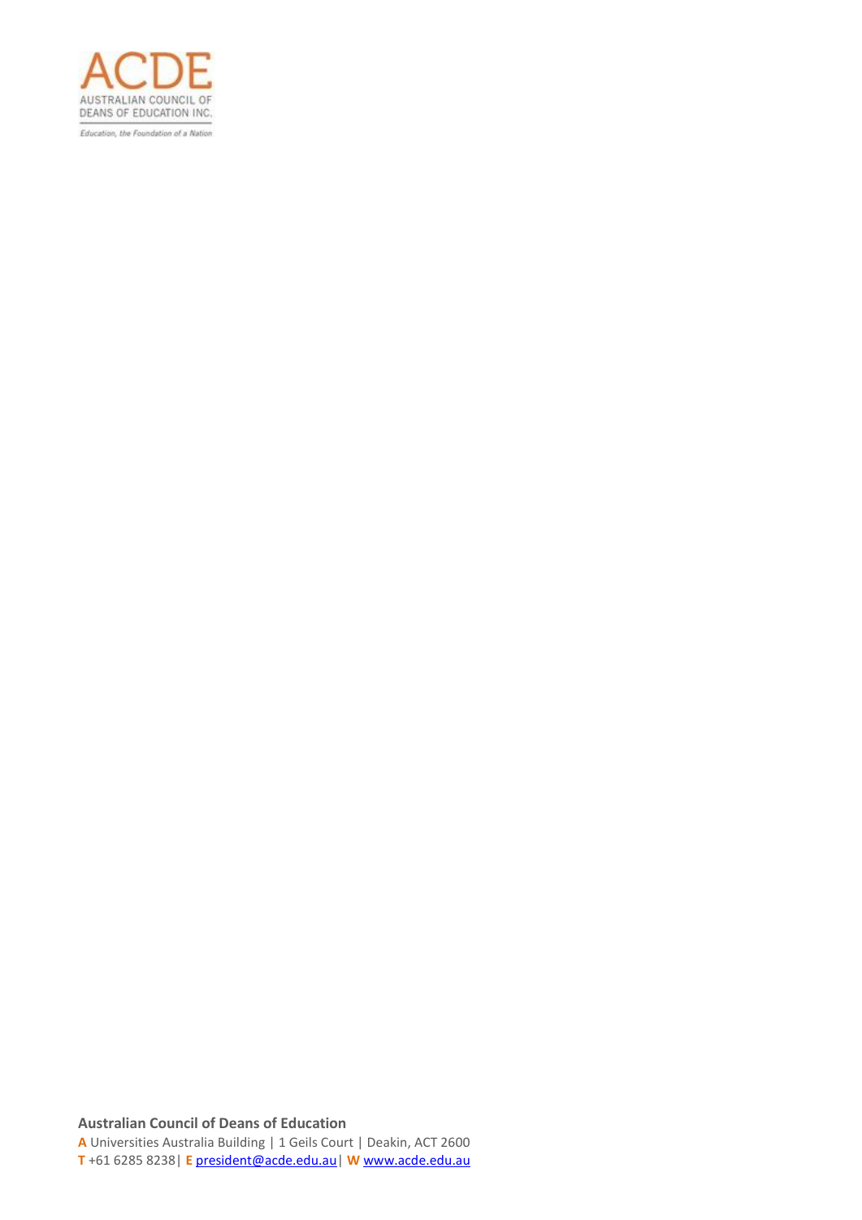ACDE
AUSTRALIAN COUNCIL OF
DEANS OF EDUCATION INC.

*Education, the Foundation of a Nation*

**Australian Council of Deans of Education**

**A** Universities Australia Building | 1 Geils Court | Deakin, ACT 2600

**T** +61 6285 8238| **E** president@acde.edu.au| **W** www.acde.edu.au